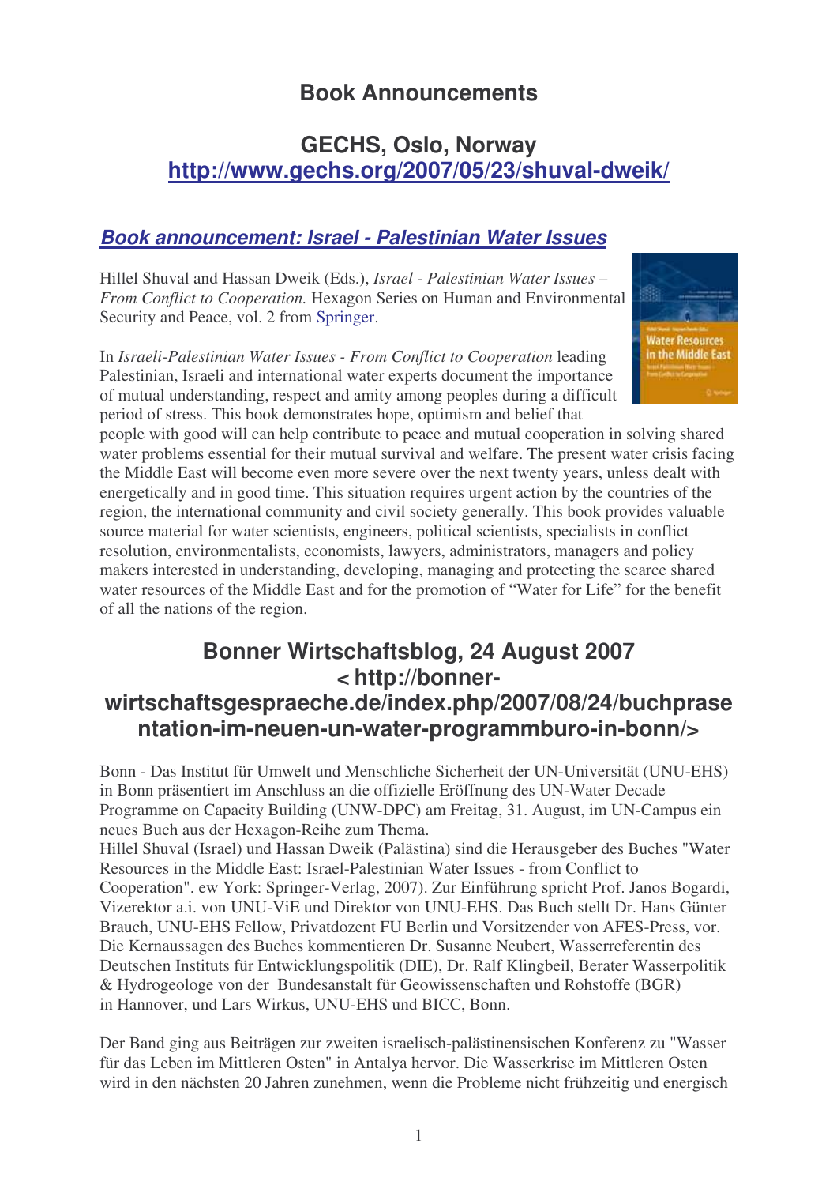# Book Announcements

## GECHS, Oslo, Norway
## http://www.gechs.org/2007/05/23/shuval-dweik/

### *Book announcement: Israel - Palestinian Water Issues*

Hillel Shuval and Hassan Dweik (Eds.), *Israel - Palestinian Water Issues – From Conflict to Cooperation.* Hexagon Series on Human and Environmental Security and Peace, vol. 2 from Springer.

In *Israeli-Palestinian Water Issues - From Conflict to Cooperation* leading Palestinian, Israeli and international water experts document the importance of mutual understanding, respect and amity among peoples during a difficult period of stress. This book demonstrates hope, optimism and belief that people with good will can help contribute to peace and mutual cooperation in solving shared water problems essential for their mutual survival and welfare. The present water crisis facing the Middle East will become even more severe over the next twenty years, unless dealt with energetically and in good time. This situation requires urgent action by the countries of the region, the international community and civil society generally. This book provides valuable source material for water scientists, engineers, political scientists, specialists in conflict resolution, environmentalists, economists, lawyers, administrators, managers and policy makers interested in understanding, developing, managing and protecting the scarce shared water resources of the Middle East and for the promotion of "Water for Life" for the benefit of all the nations of the region.

## Bonner Wirtschaftsblog, 24 August 2007 < http://bonner-wirtschaftsgespraeche.de/index.php/2007/08/24/buchprasentation-im-neuen-un-water-programmburo-in-bonn/>

Bonn - Das Institut für Umwelt und Menschliche Sicherheit der UN-Universität (UNU-EHS) in Bonn präsentiert im Anschluss an die offizielle Eröffnung des UN-Water Decade Programme on Capacity Building (UNW-DPC) am Freitag, 31. August, im UN-Campus ein neues Buch aus der Hexagon-Reihe zum Thema.
Hillel Shuval (Israel) und Hassan Dweik (Palästina) sind die Herausgeber des Buches "Water Resources in the Middle East: Israel-Palestinian Water Issues - from Conflict to Cooperation". ew York: Springer-Verlag, 2007). Zur Einführung spricht Prof. Janos Bogardi, Vizerektor a.i. von UNU-ViE und Direktor von UNU-EHS. Das Buch stellt Dr. Hans Günter Brauch, UNU-EHS Fellow, Privatdozent FU Berlin und Vorsitzender von AFES-Press, vor. Die Kernaussagen des Buches kommentieren Dr. Susanne Neubert, Wasserreferentin des Deutschen Instituts für Entwicklungspolitik (DIE), Dr. Ralf Klingbeil, Berater Wasserpolitik & Hydrogeologe von der Bundesanstalt für Geowissenschaften und Rohstoffe (BGR) in Hannover, und Lars Wirkus, UNU-EHS und BICC, Bonn.

Der Band ging aus Beiträgen zur zweiten israelisch-palästinensischen Konferenz zu "Wasser für das Leben im Mittleren Osten" in Antalya hervor. Die Wasserkrise im Mittleren Osten wird in den nächsten 20 Jahren zunehmen, wenn die Probleme nicht frühzeitig und energisch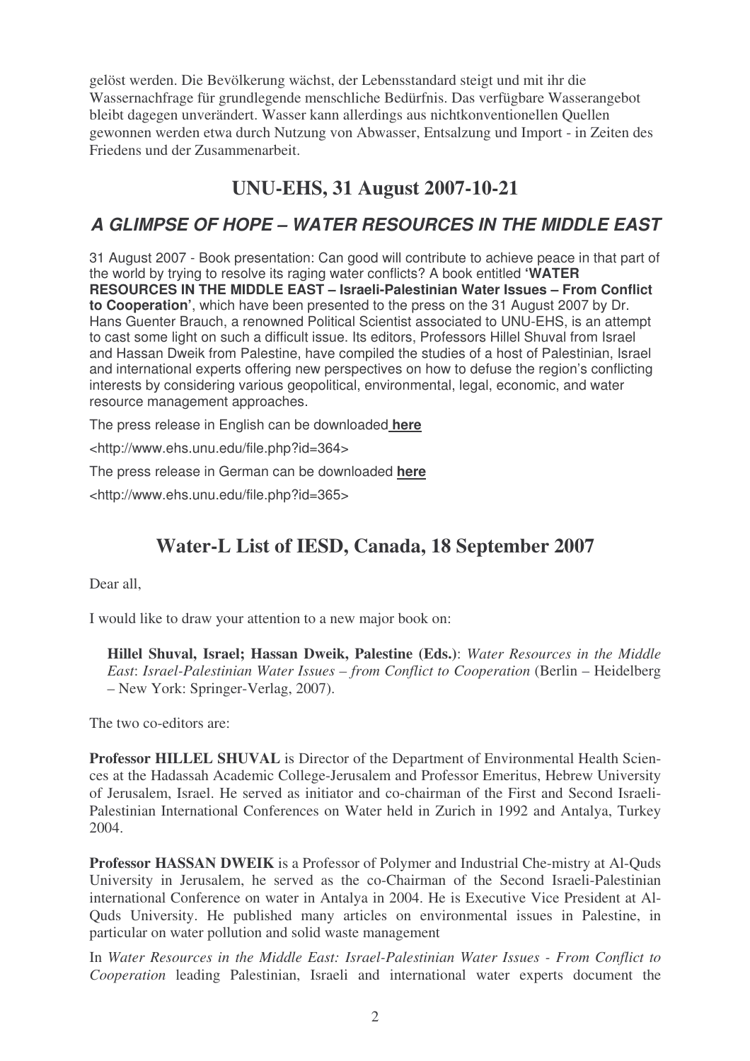gelöst werden. Die Bevölkerung wächst, der Lebensstandard steigt und mit ihr die Wassernachfrage für grundlegende menschliche Bedürfnis. Das verfügbare Wasserangebot bleibt dagegen unverändert. Wasser kann allerdings aus nichtkonventionellen Quellen gewonnen werden etwa durch Nutzung von Abwasser, Entsalzung und Import - in Zeiten des Friedens und der Zusammenarbeit.

## UNU-EHS, 31 August 2007-10-21

### *A GLIMPSE OF HOPE – WATER RESOURCES IN THE MIDDLE EAST*

31 August 2007 - Book presentation: Can good will contribute to achieve peace in that part of the world by trying to resolve its raging water conflicts? A book entitled **'WATER RESOURCES IN THE MIDDLE EAST – Israeli-Palestinian Water Issues – From Conflict to Cooperation'**, which have been presented to the press on the 31 August 2007 by Dr. Hans Guenter Brauch, a renowned Political Scientist associated to UNU-EHS, is an attempt to cast some light on such a difficult issue. Its editors, Professors Hillel Shuval from Israel and Hassan Dweik from Palestine, have compiled the studies of a host of Palestinian, Israel and international experts offering new perspectives on how to defuse the region's conflicting interests by considering various geopolitical, environmental, legal, economic, and water resource management approaches.

The press release in English can be downloaded **here**

<http://www.ehs.unu.edu/file.php?id=364>

The press release in German can be downloaded **here**

<http://www.ehs.unu.edu/file.php?id=365>

## Water-L List of IESD, Canada, 18 September 2007

Dear all,

I would like to draw your attention to a new major book on:

> **Hillel Shuval, Israel; Hassan Dweik, Palestine (Eds.)**: *Water Resources in the Middle East*: *Israel-Palestinian Water Issues – from Conflict to Cooperation* (Berlin – Heidelberg – New York: Springer-Verlag, 2007).

The two co-editors are:

**Professor HILLEL SHUVAL** is Director of the Department of Environmental Health Sciences at the Hadassah Academic College-Jerusalem and Professor Emeritus, Hebrew University of Jerusalem, Israel. He served as initiator and co-chairman of the First and Second Israeli-Palestinian International Conferences on Water held in Zurich in 1992 and Antalya, Turkey 2004.

**Professor HASSAN DWEIK** is a Professor of Polymer and Industrial Che-mistry at Al-Quds University in Jerusalem, he served as the co-Chairman of the Second Israeli-Palestinian international Conference on water in Antalya in 2004. He is Executive Vice President at Al-Quds University. He published many articles on environmental issues in Palestine, in particular on water pollution and solid waste management

In *Water Resources in the Middle East: Israel-Palestinian Water Issues - From Conflict to Cooperation* leading Palestinian, Israeli and international water experts document the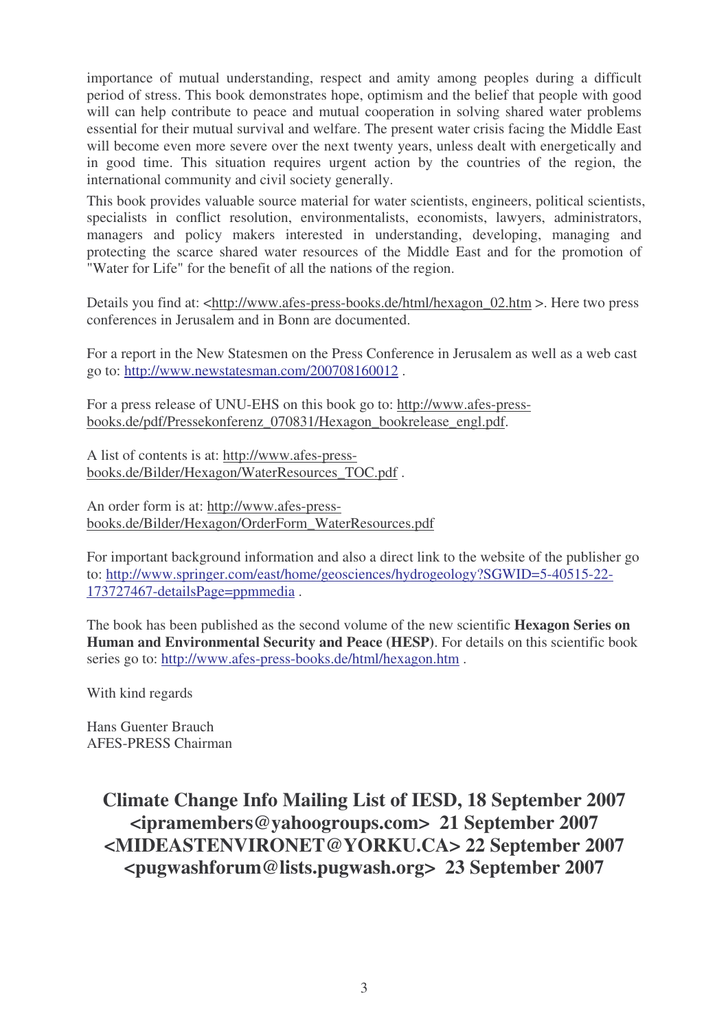importance of mutual understanding, respect and amity among peoples during a difficult period of stress. This book demonstrates hope, optimism and the belief that people with good will can help contribute to peace and mutual cooperation in solving shared water problems essential for their mutual survival and welfare. The present water crisis facing the Middle East will become even more severe over the next twenty years, unless dealt with energetically and in good time. This situation requires urgent action by the countries of the region, the international community and civil society generally.

This book provides valuable source material for water scientists, engineers, political scientists, specialists in conflict resolution, environmentalists, economists, lawyers, administrators, managers and policy makers interested in understanding, developing, managing and protecting the scarce shared water resources of the Middle East and for the promotion of "Water for Life" for the benefit of all the nations of the region.

Details you find at: <http://www.afes-press-books.de/html/hexagon_02.htm >. Here two press conferences in Jerusalem and in Bonn are documented.

For a report in the New Statesmen on the Press Conference in Jerusalem as well as a web cast go to: http://www.newstatesman.com/200708160012 .

For a press release of UNU-EHS on this book go to: http://www.afes-press-books.de/pdf/Pressekonferenz_070831/Hexagon_bookrelease_engl.pdf.

A list of contents is at: http://www.afes-press-books.de/Bilder/Hexagon/WaterResources_TOC.pdf .

An order form is at: http://www.afes-press-books.de/Bilder/Hexagon/OrderForm_WaterResources.pdf

For important background information and also a direct link to the website of the publisher go to: http://www.springer.com/east/home/geosciences/hydrogeology?SGWID=5-40515-22-173727467-detailsPage=ppmmedia .

The book has been published as the second volume of the new scientific **Hexagon Series on Human and Environmental Security and Peace (HESP)**. For details on this scientific book series go to: http://www.afes-press-books.de/html/hexagon.htm .

With kind regards

Hans Guenter Brauch
AFES-PRESS Chairman

## Climate Change Info Mailing List of IESD, 18 September 2007 <ipramembers@yahoogroups.com> 21 September 2007 <MIDEASTENVIRONET@YORKU.CA> 22 September 2007 <pugwashforum@lists.pugwash.org> 23 September 2007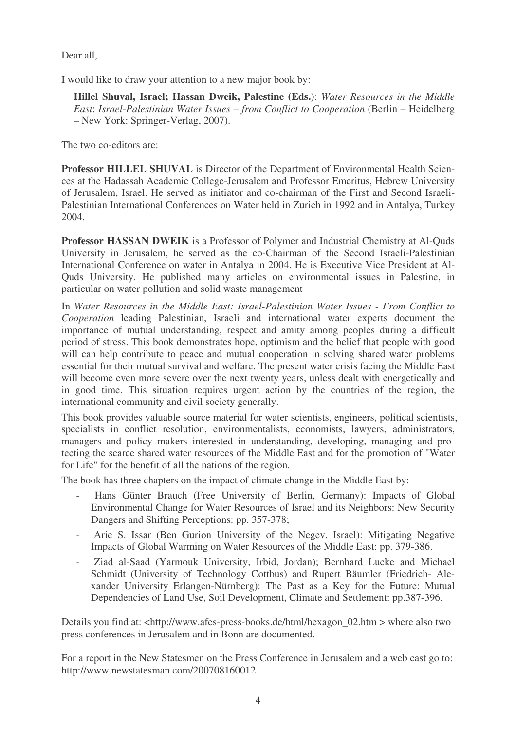Dear all,

I would like to draw your attention to a new major book by:

> **Hillel Shuval, Israel; Hassan Dweik, Palestine (Eds.)**: *Water Resources in the Middle East*: *Israel-Palestinian Water Issues – from Conflict to Cooperation* (Berlin – Heidelberg – New York: Springer-Verlag, 2007).

The two co-editors are:

**Professor HILLEL SHUVAL** is Director of the Department of Environmental Health Sciences at the Hadassah Academic College-Jerusalem and Professor Emeritus, Hebrew University of Jerusalem, Israel. He served as initiator and co-chairman of the First and Second Israeli-Palestinian International Conferences on Water held in Zurich in 1992 and in Antalya, Turkey 2004.

**Professor HASSAN DWEIK** is a Professor of Polymer and Industrial Chemistry at Al-Quds University in Jerusalem, he served as the co-Chairman of the Second Israeli-Palestinian International Conference on water in Antalya in 2004. He is Executive Vice President at Al-Quds University. He published many articles on environmental issues in Palestine, in particular on water pollution and solid waste management

In *Water Resources in the Middle East: Israel-Palestinian Water Issues - From Conflict to Cooperation* leading Palestinian, Israeli and international water experts document the importance of mutual understanding, respect and amity among peoples during a difficult period of stress. This book demonstrates hope, optimism and the belief that people with good will can help contribute to peace and mutual cooperation in solving shared water problems essential for their mutual survival and welfare. The present water crisis facing the Middle East will become even more severe over the next twenty years, unless dealt with energetically and in good time. This situation requires urgent action by the countries of the region, the international community and civil society generally.

This book provides valuable source material for water scientists, engineers, political scientists, specialists in conflict resolution, environmentalists, economists, lawyers, administrators, managers and policy makers interested in understanding, developing, managing and protecting the scarce shared water resources of the Middle East and for the promotion of "Water for Life" for the benefit of all the nations of the region.

The book has three chapters on the impact of climate change in the Middle East by:

- Hans Günter Brauch (Free University of Berlin, Germany): Impacts of Global Environmental Change for Water Resources of Israel and its Neighbors: New Security Dangers and Shifting Perceptions: pp. 357-378;
- Arie S. Issar (Ben Gurion University of the Negev, Israel): Mitigating Negative Impacts of Global Warming on Water Resources of the Middle East: pp. 379-386.
- Ziad al-Saad (Yarmouk University, Irbid, Jordan); Bernhard Lucke and Michael Schmidt (University of Technology Cottbus) and Rupert Bäumler (Friedrich- Alexander University Erlangen-Nürnberg): The Past as a Key for the Future: Mutual Dependencies of Land Use, Soil Development, Climate and Settlement: pp.387-396.

Details you find at: <http://www.afes-press-books.de/html/hexagon_02.htm > where also two press conferences in Jerusalem and in Bonn are documented.

For a report in the New Statesmen on the Press Conference in Jerusalem and a web cast go to: http://www.newstatesman.com/200708160012.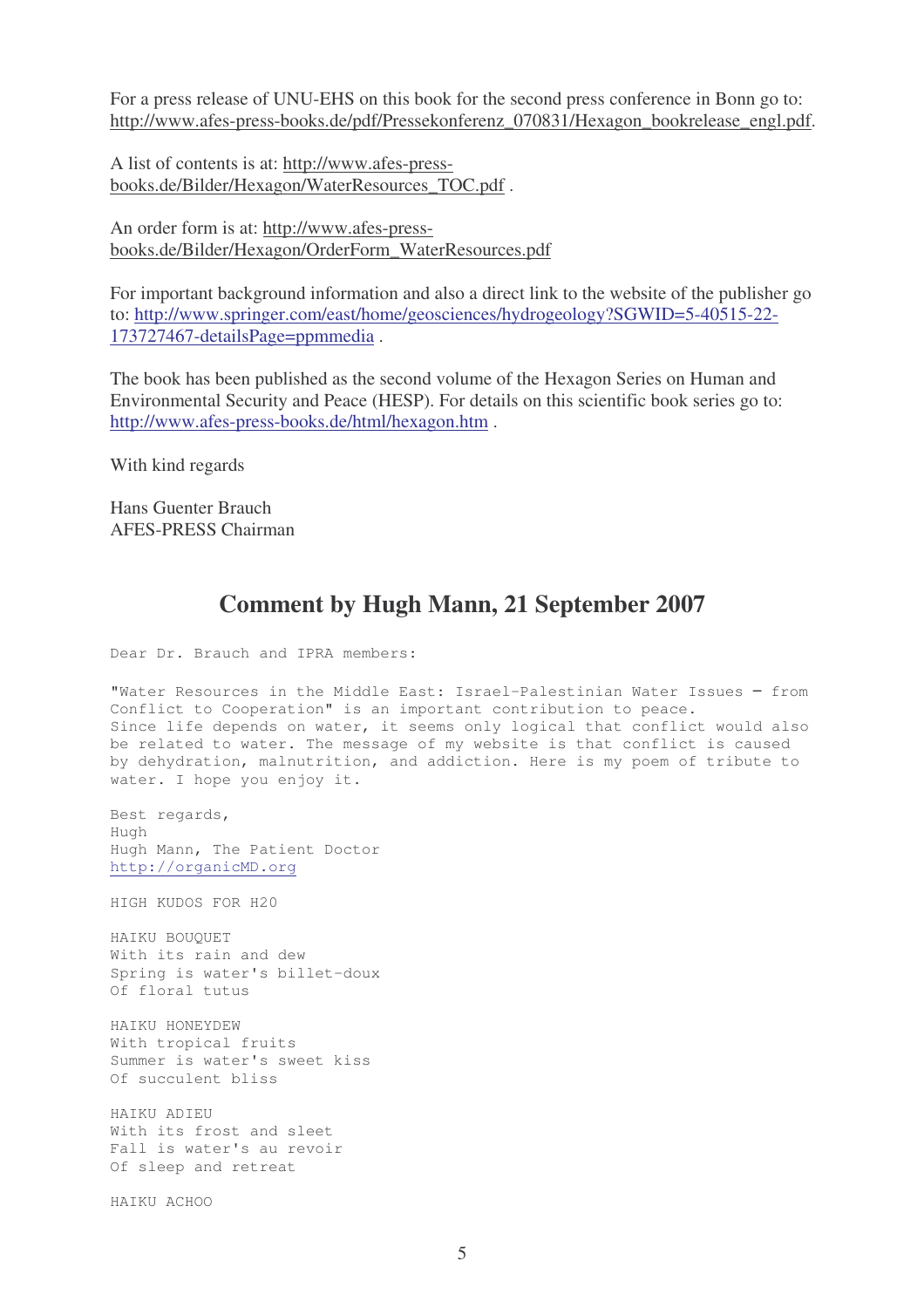For a press release of UNU-EHS on this book for the second press conference in Bonn go to: http://www.afes-press-books.de/pdf/Pressekonferenz_070831/Hexagon_bookrelease_engl.pdf.

A list of contents is at: http://www.afes-press-books.de/Bilder/Hexagon/WaterResources_TOC.pdf .

An order form is at: http://www.afes-press-books.de/Bilder/Hexagon/OrderForm_WaterResources.pdf

For important background information and also a direct link to the website of the publisher go to: http://www.springer.com/east/home/geosciences/hydrogeology?SGWID=5-40515-22-173727467-detailsPage=ppmmedia .

The book has been published as the second volume of the Hexagon Series on Human and Environmental Security and Peace (HESP). For details on this scientific book series go to: http://www.afes-press-books.de/html/hexagon.htm .

With kind regards

Hans Guenter Brauch
AFES-PRESS Chairman

## Comment by Hugh Mann, 21 September 2007

Dear Dr. Brauch and IPRA members:

"Water Resources in the Middle East: Israel-Palestinian Water Issues – from Conflict to Cooperation" is an important contribution to peace. Since life depends on water, it seems only logical that conflict would also be related to water. The message of my website is that conflict is caused by dehydration, malnutrition, and addiction. Here is my poem of tribute to water. I hope you enjoy it.

Best regards,
Hugh
Hugh Mann, The Patient Doctor
http://organicMD.org

HIGH KUDOS FOR H2O

HAIKU BOUQUET
With its rain and dew
Spring is water's billet-doux
Of floral tutus

HAIKU HONEYDEW
With tropical fruits
Summer is water's sweet kiss
Of succulent bliss

HAIKU ADIEU
With its frost and sleet
Fall is water's au revoir
Of sleep and retreat

HAIKU ACHOO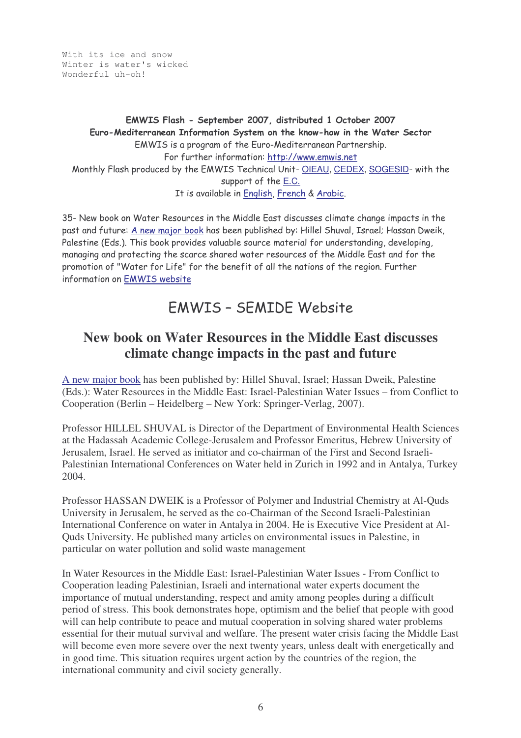```
With its ice and snow
Winter is water's wicked
Wonderful uh-oh!
```

**EMWIS Flash - September 2007, distributed 1 October 2007**
**Euro-Mediterranean Information System on the know-how in the Water Sector**
EMWIS is a program of the Euro-Mediterranean Partnership.
For further information: http://www.emwis.net
Monthly Flash produced by the EMWIS Technical Unit- OIEAU, CEDEX, SOGESID- with the support of the E.C.
It is available in English, French & Arabic.

35- New book on Water Resources in the Middle East discusses climate change impacts in the past and future: A new major book has been published by: Hillel Shuval, Israel; Hassan Dweik, Palestine (Eds.). This book provides valuable source material for understanding, developing, managing and protecting the scarce shared water resources of the Middle East and for the promotion of "Water for Life" for the benefit of all the nations of the region. Further information on EMWIS website

# EMWIS – SEMIDE Website

## New book on Water Resources in the Middle East discusses climate change impacts in the past and future

A new major book has been published by: Hillel Shuval, Israel; Hassan Dweik, Palestine (Eds.): Water Resources in the Middle East: Israel-Palestinian Water Issues – from Conflict to Cooperation (Berlin – Heidelberg – New York: Springer-Verlag, 2007).

Professor HILLEL SHUVAL is Director of the Department of Environmental Health Sciences at the Hadassah Academic College-Jerusalem and Professor Emeritus, Hebrew University of Jerusalem, Israel. He served as initiator and co-chairman of the First and Second Israeli-Palestinian International Conferences on Water held in Zurich in 1992 and in Antalya, Turkey 2004.

Professor HASSAN DWEIK is a Professor of Polymer and Industrial Chemistry at Al-Quds University in Jerusalem, he served as the co-Chairman of the Second Israeli-Palestinian International Conference on water in Antalya in 2004. He is Executive Vice President at Al-Quds University. He published many articles on environmental issues in Palestine, in particular on water pollution and solid waste management

In Water Resources in the Middle East: Israel-Palestinian Water Issues - From Conflict to Cooperation leading Palestinian, Israeli and international water experts document the importance of mutual understanding, respect and amity among peoples during a difficult period of stress. This book demonstrates hope, optimism and the belief that people with good will can help contribute to peace and mutual cooperation in solving shared water problems essential for their mutual survival and welfare. The present water crisis facing the Middle East will become even more severe over the next twenty years, unless dealt with energetically and in good time. This situation requires urgent action by the countries of the region, the international community and civil society generally.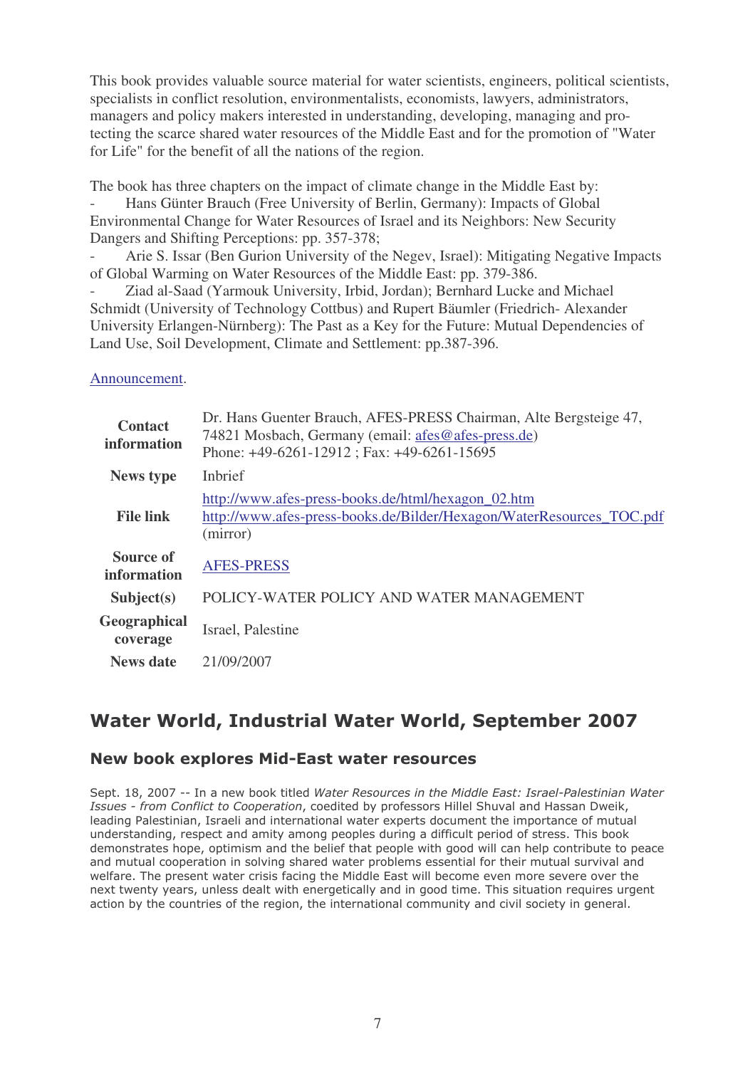This book provides valuable source material for water scientists, engineers, political scientists, specialists in conflict resolution, environmentalists, economists, lawyers, administrators, managers and policy makers interested in understanding, developing, managing and protecting the scarce shared water resources of the Middle East and for the promotion of "Water for Life" for the benefit of all the nations of the region.

The book has three chapters on the impact of climate change in the Middle East by:

- Hans Günter Brauch (Free University of Berlin, Germany): Impacts of Global Environmental Change for Water Resources of Israel and its Neighbors: New Security Dangers and Shifting Perceptions: pp. 357-378;
- Arie S. Issar (Ben Gurion University of the Negev, Israel): Mitigating Negative Impacts of Global Warming on Water Resources of the Middle East: pp. 379-386.
- Ziad al-Saad (Yarmouk University, Irbid, Jordan); Bernhard Lucke and Michael Schmidt (University of Technology Cottbus) and Rupert Bäumler (Friedrich- Alexander University Erlangen-Nürnberg): The Past as a Key for the Future: Mutual Dependencies of Land Use, Soil Development, Climate and Settlement: pp.387-396.

Announcement.

| | |
|---|---|
| **Contact information** | Dr. Hans Guenter Brauch, AFES-PRESS Chairman, Alte Bergsteige 47, 74821 Mosbach, Germany (email: afes@afes-press.de) Phone: +49-6261-12912 ; Fax: +49-6261-15695 |
| **News type** | Inbrief |
| **File link** | http://www.afes-press-books.de/html/hexagon_02.htm http://www.afes-press-books.de/Bilder/Hexagon/WaterResources_TOC.pdf (mirror) |
| **Source of information** | AFES-PRESS |
| **Subject(s)** | POLICY-WATER POLICY AND WATER MANAGEMENT |
| **Geographical coverage** | Israel, Palestine |
| **News date** | 21/09/2007 |

## Water World, Industrial Water World, September 2007

### New book explores Mid-East water resources

Sept. 18, 2007 -- In a new book titled *Water Resources in the Middle East: Israel-Palestinian Water Issues - from Conflict to Cooperation*, coedited by professors Hillel Shuval and Hassan Dweik, leading Palestinian, Israeli and international water experts document the importance of mutual understanding, respect and amity among peoples during a difficult period of stress. This book demonstrates hope, optimism and the belief that people with good will can help contribute to peace and mutual cooperation in solving shared water problems essential for their mutual survival and welfare. The present water crisis facing the Middle East will become even more severe over the next twenty years, unless dealt with energetically and in good time. This situation requires urgent action by the countries of the region, the international community and civil society in general.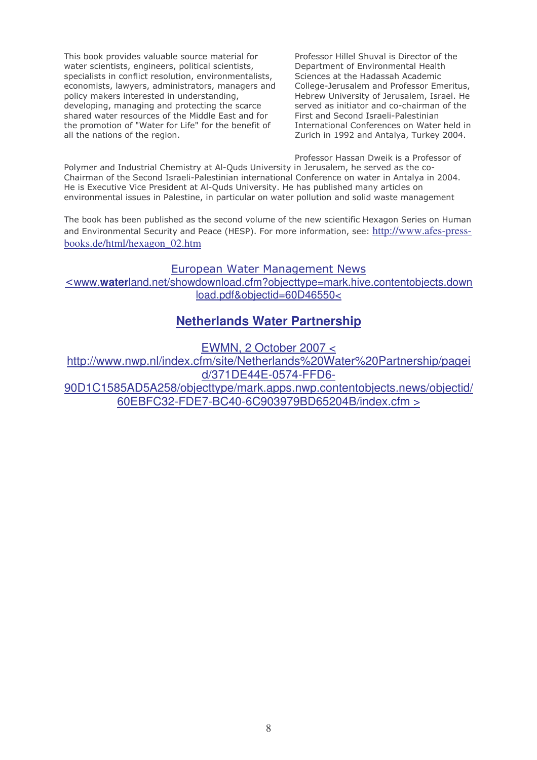This book provides valuable source material for water scientists, engineers, political scientists, specialists in conflict resolution, environmentalists, economists, lawyers, administrators, managers and policy makers interested in understanding, developing, managing and protecting the scarce shared water resources of the Middle East and for the promotion of "Water for Life" for the benefit of all the nations of the region.

Professor Hillel Shuval is Director of the Department of Environmental Health Sciences at the Hadassah Academic College-Jerusalem and Professor Emeritus, Hebrew University of Jerusalem, Israel. He served as initiator and co-chairman of the First and Second Israeli-Palestinian International Conferences on Water held in Zurich in 1992 and Antalya, Turkey 2004.

Professor Hassan Dweik is a Professor of Polymer and Industrial Chemistry at Al-Quds University in Jerusalem, he served as the co-Chairman of the Second Israeli-Palestinian international Conference on water in Antalya in 2004. He is Executive Vice President at Al-Quds University. He has published many articles on environmental issues in Palestine, in particular on water pollution and solid waste management

The book has been published as the second volume of the new scientific Hexagon Series on Human and Environmental Security and Peace (HESP). For more information, see: http://www.afes-press-books.de/html/hexagon_02.htm

European Water Management News
<www.**water**land.net/showdownload.cfm?objecttype=mark.hive.contentobjects.download.pdf&objectid=60D46550<

## Netherlands Water Partnership

EWMN, 2 October 2007 < http://www.nwp.nl/index.cfm/site/Netherlands%20Water%20Partnership/pageid/371DE44E-0574-FFD6-90D1C1585AD5A258/objecttype/mark.apps.nwp.contentobjects.news/objectid/60EBFC32-FDE7-BC40-6C903979BD65204B/index.cfm >